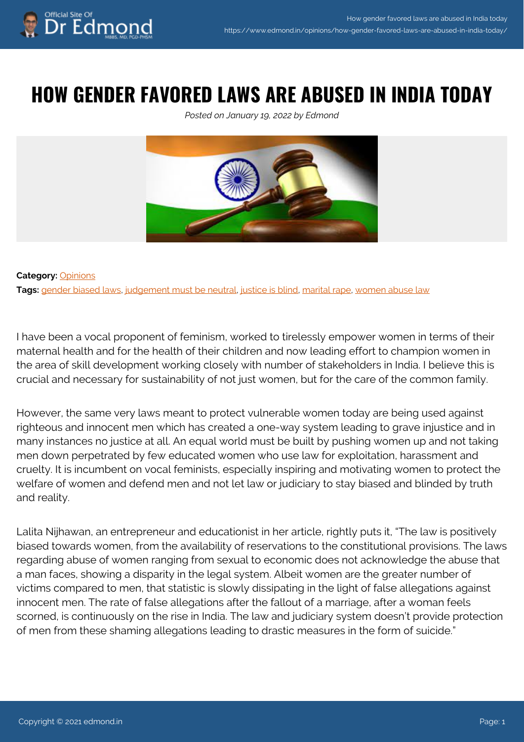# HOW GENDER FAVORED LAWS ARE ABUSED IN INDIA TODAY

*Posted on January 19, 2022 by Edmond*

**Category:** Opinions

**Tags:** gender biased laws, judgement must be neutral, justice is blind, marital rape, women abuse law

I have been a vocal proponent of feminism, worked to tirelessly empower women in terms of their maternal health and for the health of their children and now leading effort to champion women in the area of skill development working closely with number of stakeholders in India. I believe this is crucial and necessary for sustainability of not just women, but for the care of the common family.

However, the same very laws meant to protect vulnerable women today are being used against righteous and innocent men which has created a one-way system leading to grave injustice and in many instances no justice at all. An equal world must be built by pushing women up and not taking men down perpetrated by few educated women who use law for exploitation, harassment and cruelty. It is incumbent on vocal feminists, especially inspiring and motivating women to protect the welfare of women and defend men and not let law or judiciary to stay biased and blinded by truth and reality.

Lalita Nijhawan, an entrepreneur and educationist in her article, rightly puts it, "The law is positively biased towards women, from the availability of reservations to the constitutional provisions. The laws regarding abuse of women ranging from sexual to economic does not acknowledge the abuse that a man faces, showing a disparity in the legal system. Albeit women are the greater number of victims compared to men, that statistic is slowly dissipating in the light of false allegations against innocent men. The rate of false allegations after the fallout of a marriage, after a woman feels scorned, is continuously on the rise in India. The law and judiciary system doesn't provide protection of men from these shaming allegations leading to drastic measures in the form of suicide."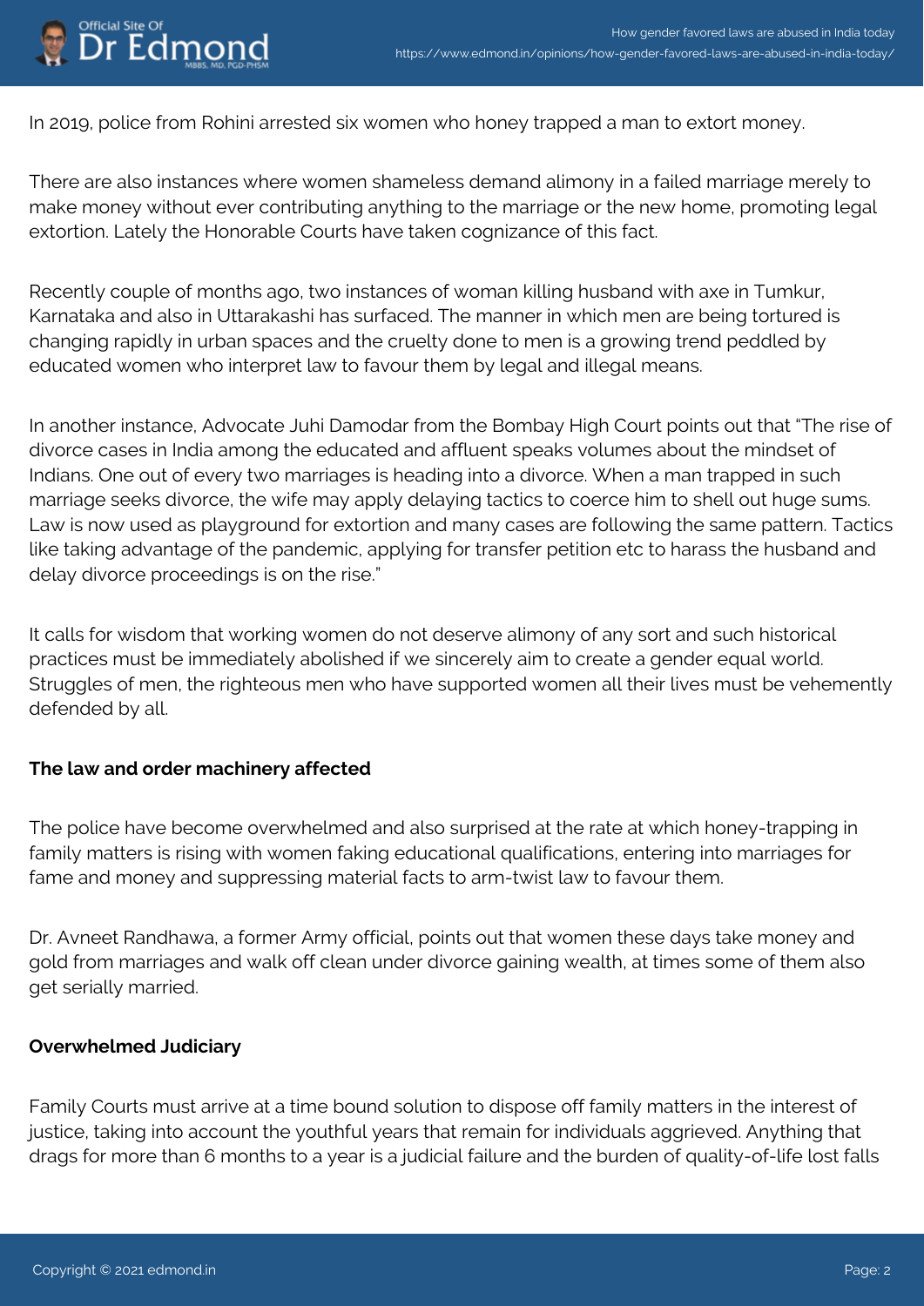In 2019, police from Rohini arrested six women who honey trapped a man to extort money.

There are also instances where women shameless demand alimony in a failed marriage merely to make money without ever contributing anything to the marriage or the new home, promoting legal extortion. Lately the Honorable Courts have taken cognizance of this fact.

Recently couple of months ago, two instances of woman killing husband with axe in Tumkur, Karnataka and also in Uttarakashi has surfaced. The manner in which men are being tortured is changing rapidly in urban spaces and the cruelty done to men is a growing trend peddled by educated women who interpret law to favour them by legal and illegal means.

In another instance, Advocate Juhi Damodar from the Bombay High Court points out that "The rise of divorce cases in India among the educated and affluent speaks volumes about the mindset of Indians. One out of every two marriages is heading into a divorce. When a man trapped in such marriage seeks divorce, the wife may apply delaying tactics to coerce him to shell out huge sums. Law is now used as playground for extortion and many cases are following the same pattern. Tactics like taking advantage of the pandemic, applying for transfer petition etc to harass the husband and delay divorce proceedings is on the rise."

It calls for wisdom that working women do not deserve alimony of any sort and such historical practices must be immediately abolished if we sincerely aim to create a gender equal world. Struggles of men, the righteous men who have supported women all their lives must be vehemently defended by all.

**The law and order machinery affected**

The police have become overwhelmed and also surprised at the rate at which honey-trapping in family matters is rising with women faking educational qualifications, entering into marriages for fame and money and suppressing material facts to arm-twist law to favour them.

Dr. Avneet Randhawa, a former Army official, points out that women these days take money and gold from marriages and walk off clean under divorce gaining wealth, at times some of them also get serially married.

**Overwhelmed Judiciary**

Family Courts must arrive at a time bound solution to dispose off family matters in the interest of justice, taking into account the youthful years that remain for individuals aggrieved. Anything that drags for more than 6 months to a year is a judicial failure and the burden of quality-of-life lost falls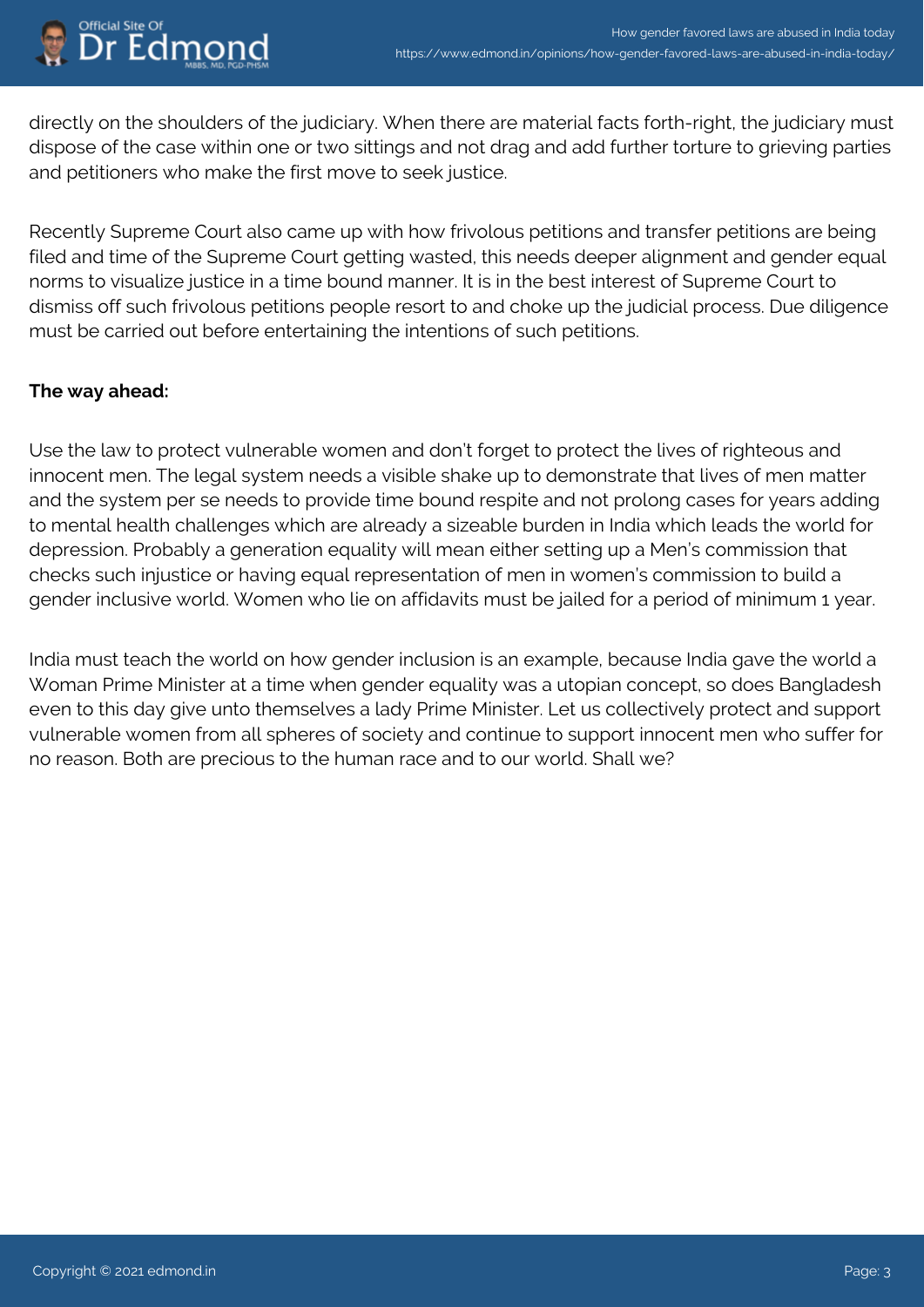directly on the shoulders of the judiciary. When there are material facts forth-right, the judiciary must dispose of the case within one or two sittings and not drag and add further torture to grieving parties and petitioners who make the first move to seek justice.

Recently Supreme Court also came up with how frivolous petitions and transfer petitions are being filed and time of the Supreme Court getting wasted, this needs deeper alignment and gender equal norms to visualize justice in a time bound manner. It is in the best interest of Supreme Court to dismiss off such frivolous petitions people resort to and choke up the judicial process. Due diligence must be carried out before entertaining the intentions of such petitions.

**The way ahead:**

Use the law to protect vulnerable women and don't forget to protect the lives of righteous and innocent men. The legal system needs a visible shake up to demonstrate that lives of men matter and the system per se needs to provide time bound respite and not prolong cases for years adding to mental health challenges which are already a sizeable burden in India which leads the world for depression. Probably a generation equality will mean either setting up a Men's commission that checks such injustice or having equal representation of men in women's commission to build a gender inclusive world. Women who lie on affidavits must be jailed for a period of minimum 1 year.

India must teach the world on how gender inclusion is an example, because India gave the world a Woman Prime Minister at a time when gender equality was a utopian concept, so does Bangladesh even to this day give unto themselves a lady Prime Minister. Let us collectively protect and support vulnerable women from all spheres of society and continue to support innocent men who suffer for no reason. Both are precious to the human race and to our world. Shall we?